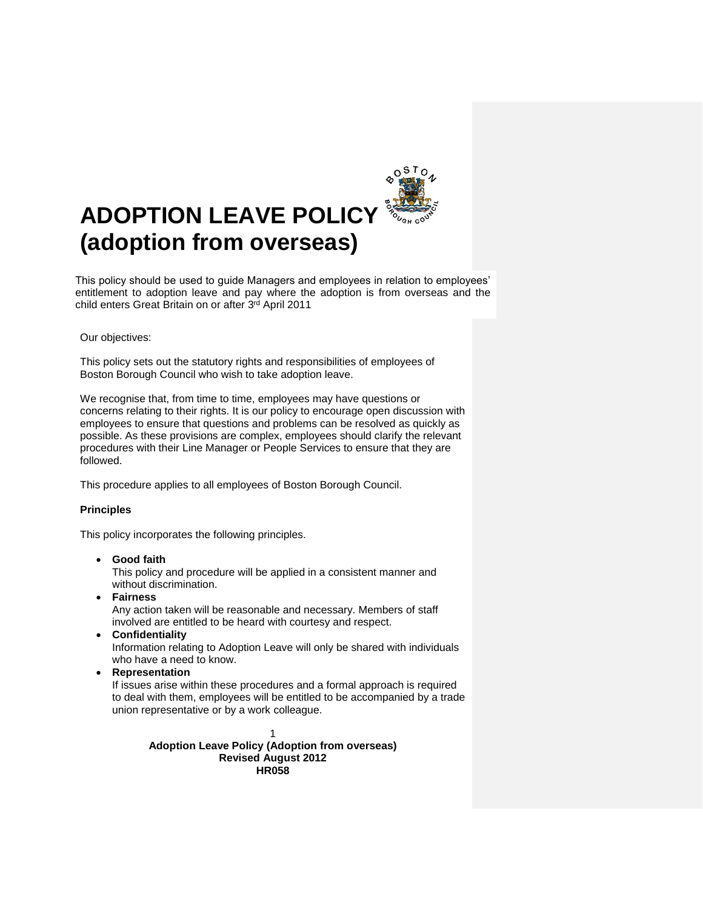# ADOPTION LEAVE POLICY (adoption from overseas)

This policy should be used to guide Managers and employees in relation to employees' entitlement to adoption leave and pay where the adoption is from overseas and the child enters Great Britain on or after 3rd April 2011

Our objectives:

This policy sets out the statutory rights and responsibilities of employees of Boston Borough Council who wish to take adoption leave.

We recognise that, from time to time, employees may have questions or concerns relating to their rights. It is our policy to encourage open discussion with employees to ensure that questions and problems can be resolved as quickly as possible. As these provisions are complex, employees should clarify the relevant procedures with their Line Manager or People Services to ensure that they are followed.

This procedure applies to all employees of Boston Borough Council.

**Principles**

This policy incorporates the following principles.

- **Good faith**
  This policy and procedure will be applied in a consistent manner and without discrimination.
- **Fairness**
  Any action taken will be reasonable and necessary. Members of staff involved are entitled to be heard with courtesy and respect.
- **Confidentiality**
  Information relating to Adoption Leave will only be shared with individuals who have a need to know.
- **Representation**
  If issues arise within these procedures and a formal approach is required to deal with them, employees will be entitled to be accompanied by a trade union representative or by a work colleague.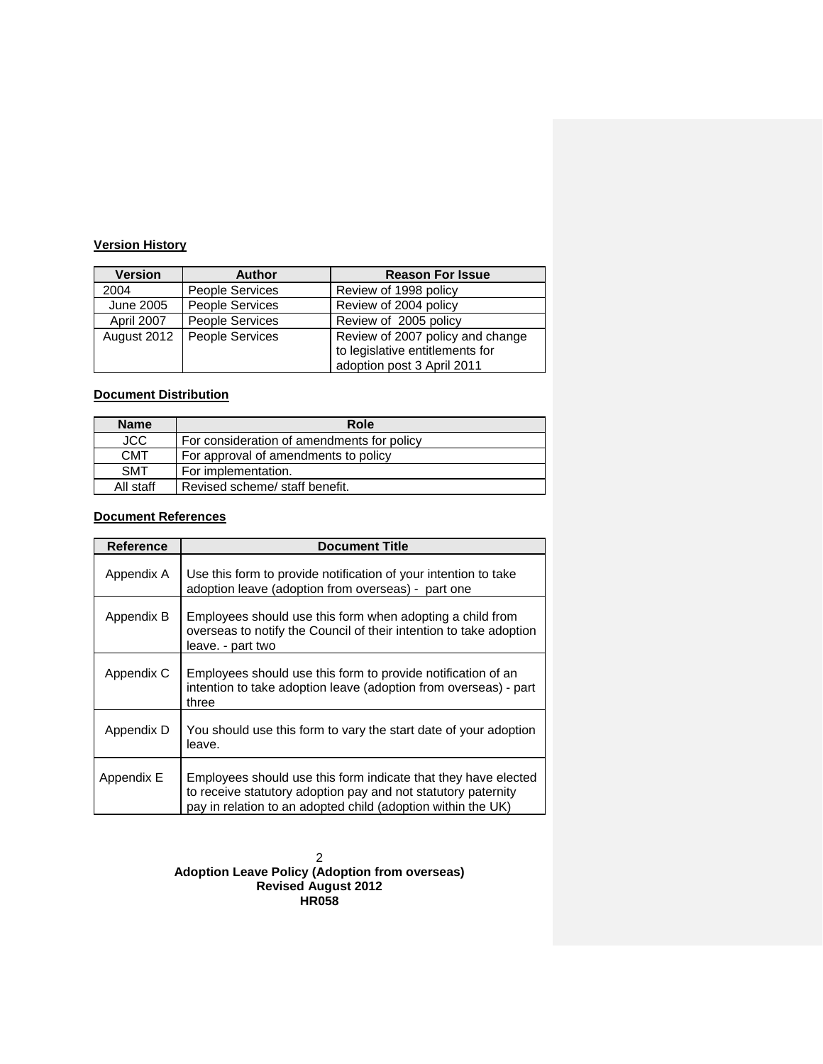**Version History**

| Version | Author | Reason For Issue |
|---|---|---|
| 2004 | People Services | Review of 1998 policy |
| June 2005 | People Services | Review of 2004 policy |
| April 2007 | People Services | Review of 2005 policy |
| August 2012 | People Services | Review of 2007 policy and change to legislative entitlements for adoption post 3 April 2011 |

**Document Distribution**

| Name | Role |
|---|---|
| JCC | For consideration of amendments for policy |
| CMT | For approval of amendments to policy |
| SMT | For implementation. |
| All staff | Revised scheme/ staff benefit. |

**Document References**

| Reference | Document Title |
|---|---|
| Appendix A | Use this form to provide notification of your intention to take adoption leave (adoption from overseas) - part one |
| Appendix B | Employees should use this form when adopting a child from overseas to notify the Council of their intention to take adoption leave. - part two |
| Appendix C | Employees should use this form to provide notification of an intention to take adoption leave (adoption from overseas) - part three |
| Appendix D | You should use this form to vary the start date of your adoption leave. |
| Appendix E | Employees should use this form indicate that they have elected to receive statutory adoption pay and not statutory paternity pay in relation to an adopted child (adoption within the UK) |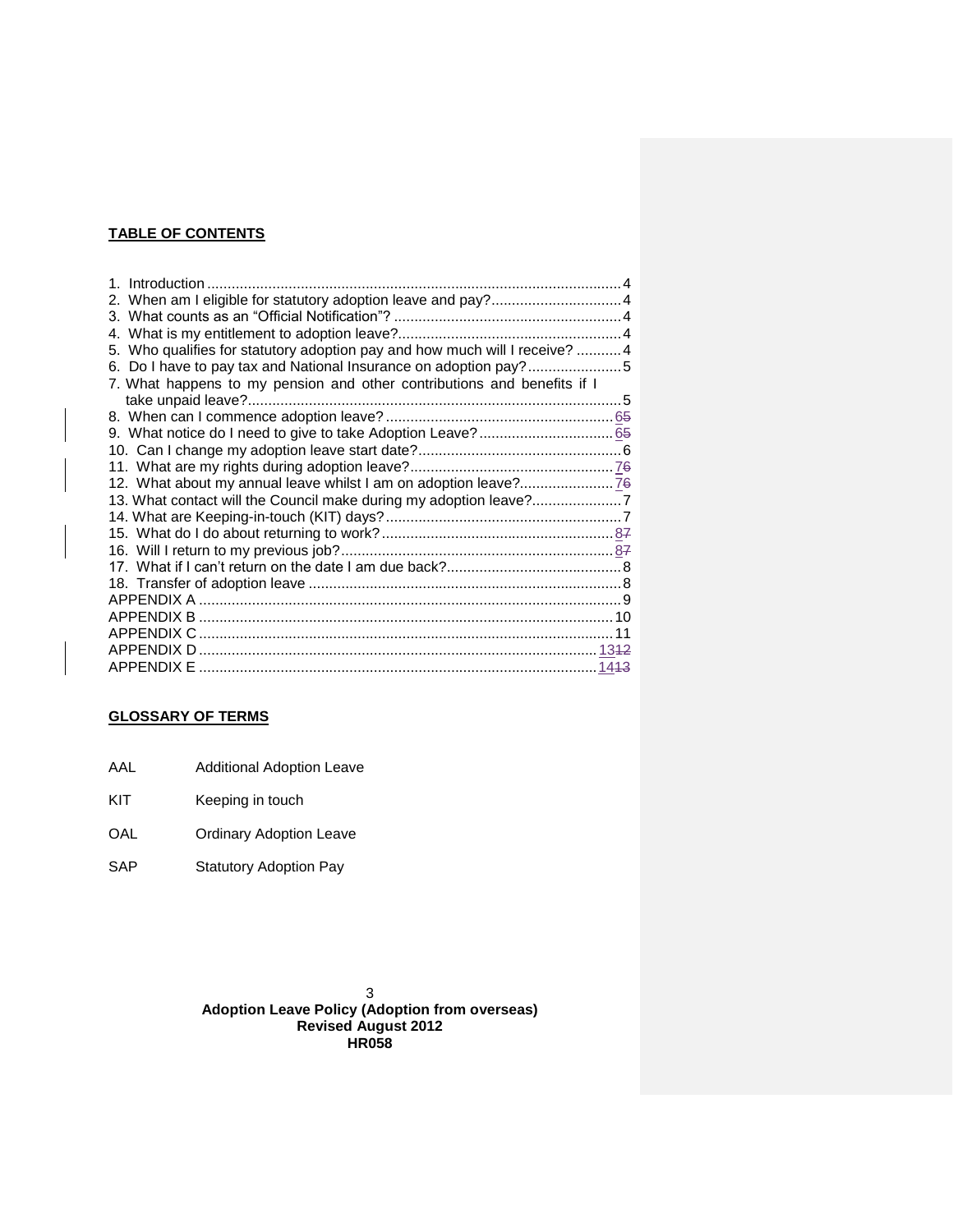## TABLE OF CONTENTS

1. Introduction .......... 4
2. When am I eligible for statutory adoption leave and pay? .......... 4
3. What counts as an "Official Notification"? .......... 4
4. What is my entitlement to adoption leave? .......... 4
5. Who qualifies for statutory adoption pay and how much will I receive? .......... 4
6. Do I have to pay tax and National Insurance on adoption pay? .......... 5
7. What happens to my pension and other contributions and benefits if I take unpaid leave? .......... 5
8. When can I commence adoption leave? .......... 6~~5~~
9. What notice do I need to give to take Adoption Leave? .......... 6~~5~~
10. Can I change my adoption leave start date? .......... 6
11. What are my rights during adoption leave? .......... 7~~6~~
12. What about my annual leave whilst I am on adoption leave? .......... 7~~6~~
13. What contact will the Council make during my adoption leave? .......... 7
14. What are Keeping-in-touch (KIT) days? .......... 7
15. What do I do about returning to work? .......... 8~~7~~
16. Will I return to my previous job? .......... 8~~7~~
17. What if I can't return on the date I am due back? .......... 8
18. Transfer of adoption leave .......... 8

APPENDIX A .......... 9
APPENDIX B .......... 10
APPENDIX C .......... 11
APPENDIX D .......... 13~~12~~
APPENDIX E .......... 14~~13~~

## GLOSSARY OF TERMS

| | |
|---|---|
| AAL | Additional Adoption Leave |
| KIT | Keeping in touch |
| OAL | Ordinary Adoption Leave |
| SAP | Statutory Adoption Pay |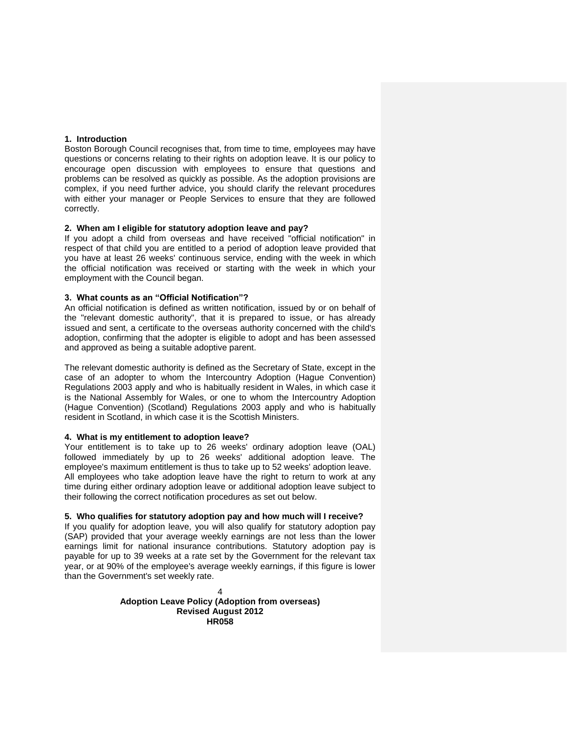## 1. Introduction

Boston Borough Council recognises that, from time to time, employees may have questions or concerns relating to their rights on adoption leave. It is our policy to encourage open discussion with employees to ensure that questions and problems can be resolved as quickly as possible. As the adoption provisions are complex, if you need further advice, you should clarify the relevant procedures with either your manager or People Services to ensure that they are followed correctly.

## 2. When am I eligible for statutory adoption leave and pay?

If you adopt a child from overseas and have received "official notification" in respect of that child you are entitled to a period of adoption leave provided that you have at least 26 weeks' continuous service, ending with the week in which the official notification was received or starting with the week in which your employment with the Council began.

## 3. What counts as an "Official Notification"?

An official notification is defined as written notification, issued by or on behalf of the "relevant domestic authority", that it is prepared to issue, or has already issued and sent, a certificate to the overseas authority concerned with the child's adoption, confirming that the adopter is eligible to adopt and has been assessed and approved as being a suitable adoptive parent.

The relevant domestic authority is defined as the Secretary of State, except in the case of an adopter to whom the Intercountry Adoption (Hague Convention) Regulations 2003 apply and who is habitually resident in Wales, in which case it is the National Assembly for Wales, or one to whom the Intercountry Adoption (Hague Convention) (Scotland) Regulations 2003 apply and who is habitually resident in Scotland, in which case it is the Scottish Ministers.

## 4. What is my entitlement to adoption leave?

Your entitlement is to take up to 26 weeks' ordinary adoption leave (OAL) followed immediately by up to 26 weeks' additional adoption leave. The employee's maximum entitlement is thus to take up to 52 weeks' adoption leave.
All employees who take adoption leave have the right to return to work at any time during either ordinary adoption leave or additional adoption leave subject to their following the correct notification procedures as set out below.

## 5. Who qualifies for statutory adoption pay and how much will I receive?

If you qualify for adoption leave, you will also qualify for statutory adoption pay (SAP) provided that your average weekly earnings are not less than the lower earnings limit for national insurance contributions. Statutory adoption pay is payable for up to 39 weeks at a rate set by the Government for the relevant tax year, or at 90% of the employee's average weekly earnings, if this figure is lower than the Government's set weekly rate.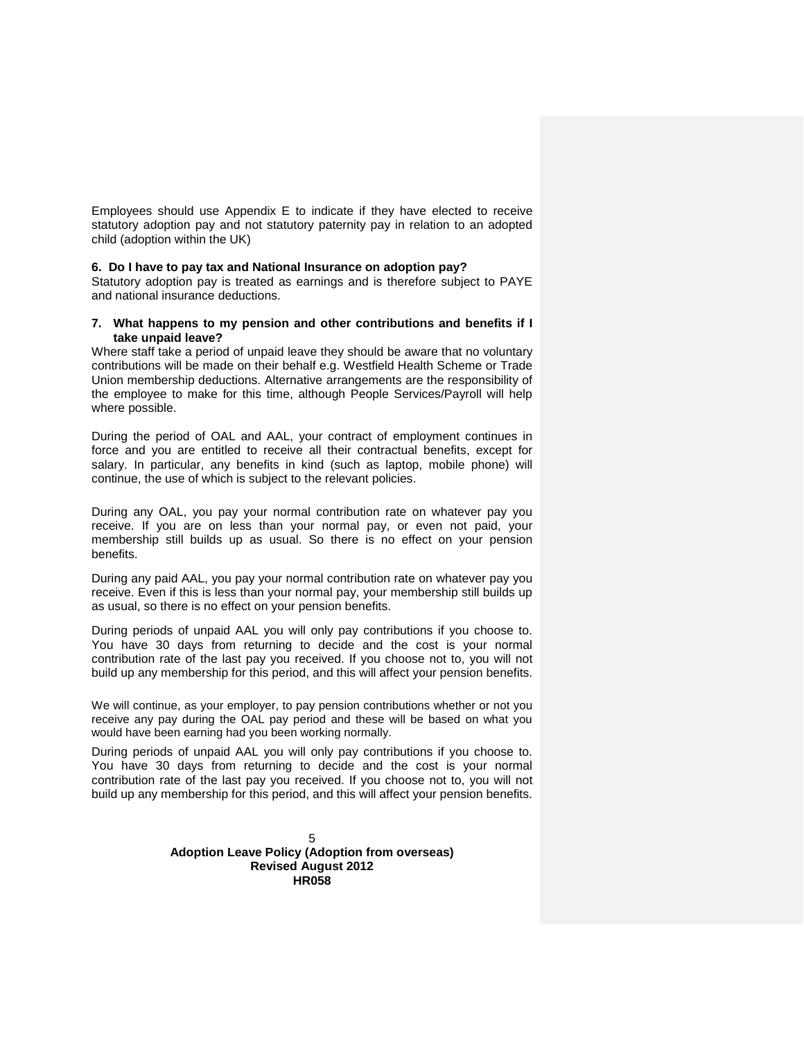Employees should use Appendix E to indicate if they have elected to receive statutory adoption pay and not statutory paternity pay in relation to an adopted child (adoption within the UK)

**6. Do I have to pay tax and National Insurance on adoption pay?**

Statutory adoption pay is treated as earnings and is therefore subject to PAYE and national insurance deductions.

**7. What happens to my pension and other contributions and benefits if I take unpaid leave?**

Where staff take a period of unpaid leave they should be aware that no voluntary contributions will be made on their behalf e.g. Westfield Health Scheme or Trade Union membership deductions. Alternative arrangements are the responsibility of the employee to make for this time, although People Services/Payroll will help where possible.

During the period of OAL and AAL, your contract of employment continues in force and you are entitled to receive all their contractual benefits, except for salary. In particular, any benefits in kind (such as laptop, mobile phone) will continue, the use of which is subject to the relevant policies.

During any OAL, you pay your normal contribution rate on whatever pay you receive. If you are on less than your normal pay, or even not paid, your membership still builds up as usual. So there is no effect on your pension benefits.

During any paid AAL, you pay your normal contribution rate on whatever pay you receive. Even if this is less than your normal pay, your membership still builds up as usual, so there is no effect on your pension benefits.

During periods of unpaid AAL you will only pay contributions if you choose to. You have 30 days from returning to decide and the cost is your normal contribution rate of the last pay you received. If you choose not to, you will not build up any membership for this period, and this will affect your pension benefits.

We will continue, as your employer, to pay pension contributions whether or not you receive any pay during the OAL pay period and these will be based on what you would have been earning had you been working normally.

During periods of unpaid AAL you will only pay contributions if you choose to. You have 30 days from returning to decide and the cost is your normal contribution rate of the last pay you received. If you choose not to, you will not build up any membership for this period, and this will affect your pension benefits.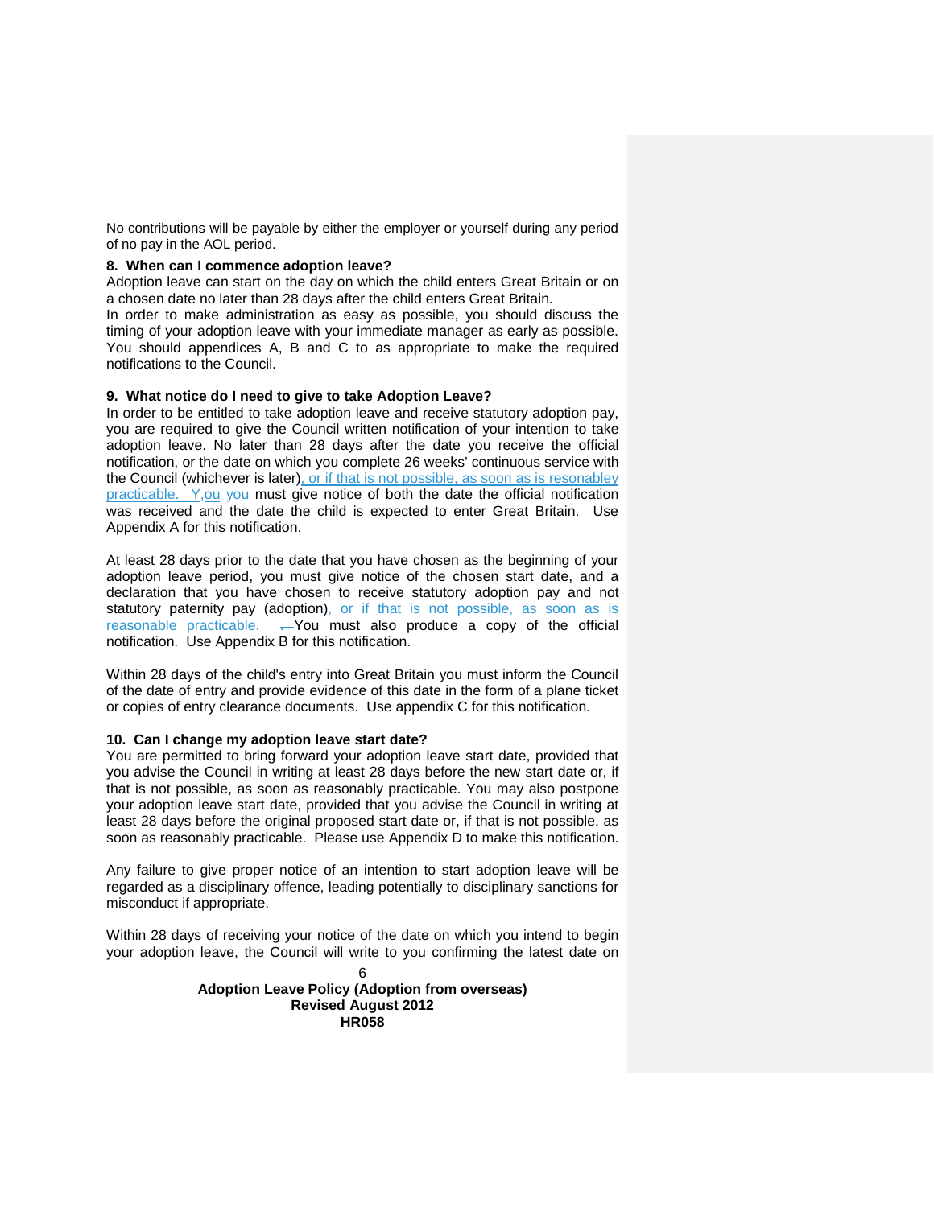No contributions will be payable by either the employer or yourself during any period of no pay in the AOL period.

**8. When can I commence adoption leave?**

Adoption leave can start on the day on which the child enters Great Britain or on a chosen date no later than 28 days after the child enters Great Britain.

In order to make administration as easy as possible, you should discuss the timing of your adoption leave with your immediate manager as early as possible. You should appendices A, B and C to as appropriate to make the required notifications to the Council.

**9. What notice do I need to give to take Adoption Leave?**

In order to be entitled to take adoption leave and receive statutory adoption pay, you are required to give the Council written notification of your intention to take adoption leave. No later than 28 days after the date you receive the official notification, or the date on which you complete 26 weeks' continuous service with the Council (whichever is later), or if that is not possible, as soon as is resonabley practicable. You must give notice of both the date the official notification was received and the date the child is expected to enter Great Britain. Use Appendix A for this notification.

At least 28 days prior to the date that you have chosen as the beginning of your adoption leave period, you must give notice of the chosen start date, and a declaration that you have chosen to receive statutory adoption pay and not statutory paternity pay (adoption), or if that is not possible, as soon as is reasonable practicable. You must also produce a copy of the official notification. Use Appendix B for this notification.

Within 28 days of the child's entry into Great Britain you must inform the Council of the date of entry and provide evidence of this date in the form of a plane ticket or copies of entry clearance documents. Use appendix C for this notification.

**10. Can I change my adoption leave start date?**

You are permitted to bring forward your adoption leave start date, provided that you advise the Council in writing at least 28 days before the new start date or, if that is not possible, as soon as reasonably practicable. You may also postpone your adoption leave start date, provided that you advise the Council in writing at least 28 days before the original proposed start date or, if that is not possible, as soon as reasonably practicable. Please use Appendix D to make this notification.

Any failure to give proper notice of an intention to start adoption leave will be regarded as a disciplinary offence, leading potentially to disciplinary sanctions for misconduct if appropriate.

Within 28 days of receiving your notice of the date on which you intend to begin your adoption leave, the Council will write to you confirming the latest date on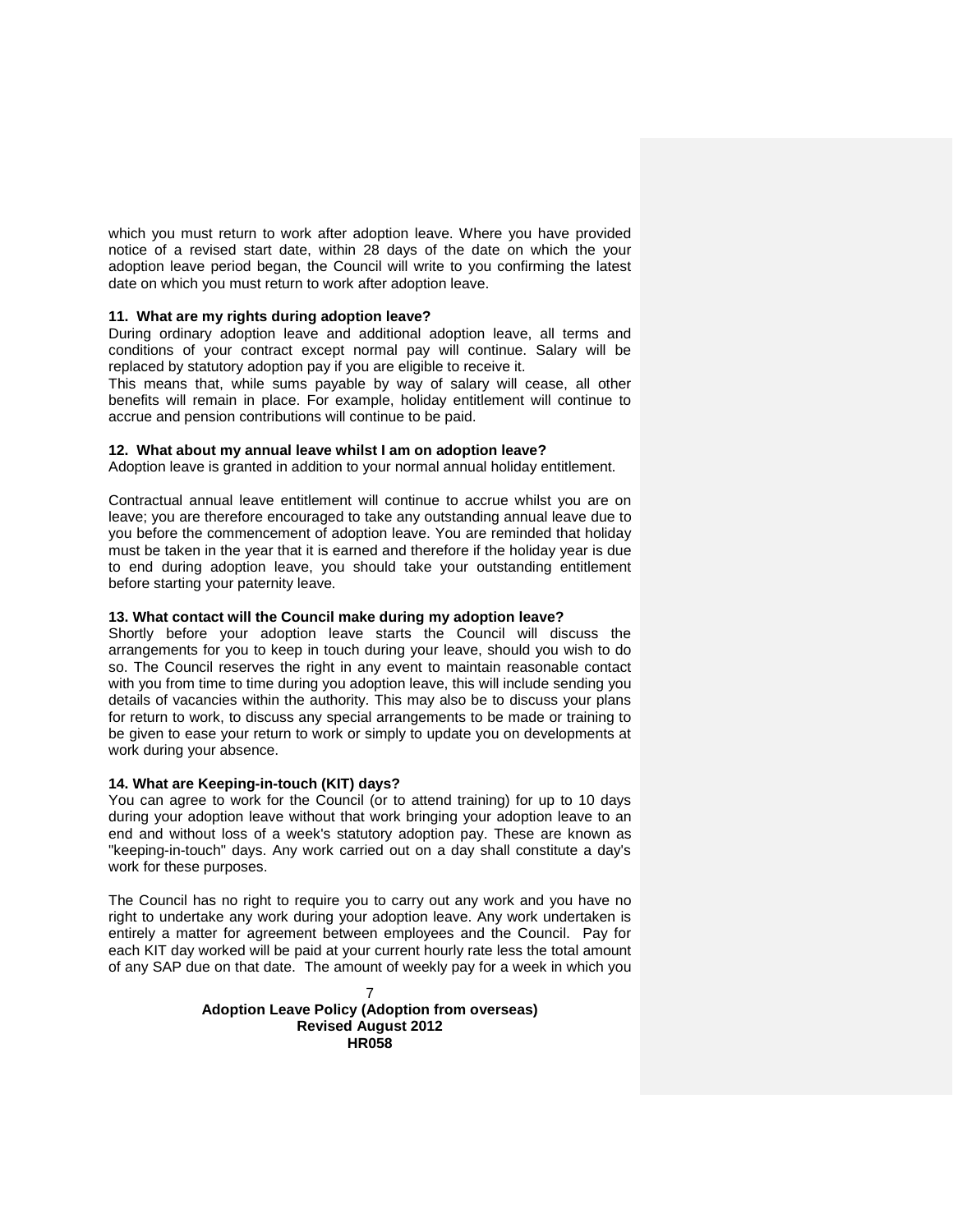which you must return to work after adoption leave. Where you have provided notice of a revised start date, within 28 days of the date on which the your adoption leave period began, the Council will write to you confirming the latest date on which you must return to work after adoption leave.

**11. What are my rights during adoption leave?**

During ordinary adoption leave and additional adoption leave, all terms and conditions of your contract except normal pay will continue. Salary will be replaced by statutory adoption pay if you are eligible to receive it.

This means that, while sums payable by way of salary will cease, all other benefits will remain in place. For example, holiday entitlement will continue to accrue and pension contributions will continue to be paid.

**12. What about my annual leave whilst I am on adoption leave?**

Adoption leave is granted in addition to your normal annual holiday entitlement.

Contractual annual leave entitlement will continue to accrue whilst you are on leave; you are therefore encouraged to take any outstanding annual leave due to you before the commencement of adoption leave. You are reminded that holiday must be taken in the year that it is earned and therefore if the holiday year is due to end during adoption leave, you should take your outstanding entitlement before starting your paternity leave.

**13. What contact will the Council make during my adoption leave?**

Shortly before your adoption leave starts the Council will discuss the arrangements for you to keep in touch during your leave, should you wish to do so. The Council reserves the right in any event to maintain reasonable contact with you from time to time during you adoption leave, this will include sending you details of vacancies within the authority. This may also be to discuss your plans for return to work, to discuss any special arrangements to be made or training to be given to ease your return to work or simply to update you on developments at work during your absence.

**14. What are Keeping-in-touch (KIT) days?**

You can agree to work for the Council (or to attend training) for up to 10 days during your adoption leave without that work bringing your adoption leave to an end and without loss of a week's statutory adoption pay. These are known as "keeping-in-touch" days. Any work carried out on a day shall constitute a day's work for these purposes.

The Council has no right to require you to carry out any work and you have no right to undertake any work during your adoption leave. Any work undertaken is entirely a matter for agreement between employees and the Council. Pay for each KIT day worked will be paid at your current hourly rate less the total amount of any SAP due on that date. The amount of weekly pay for a week in which you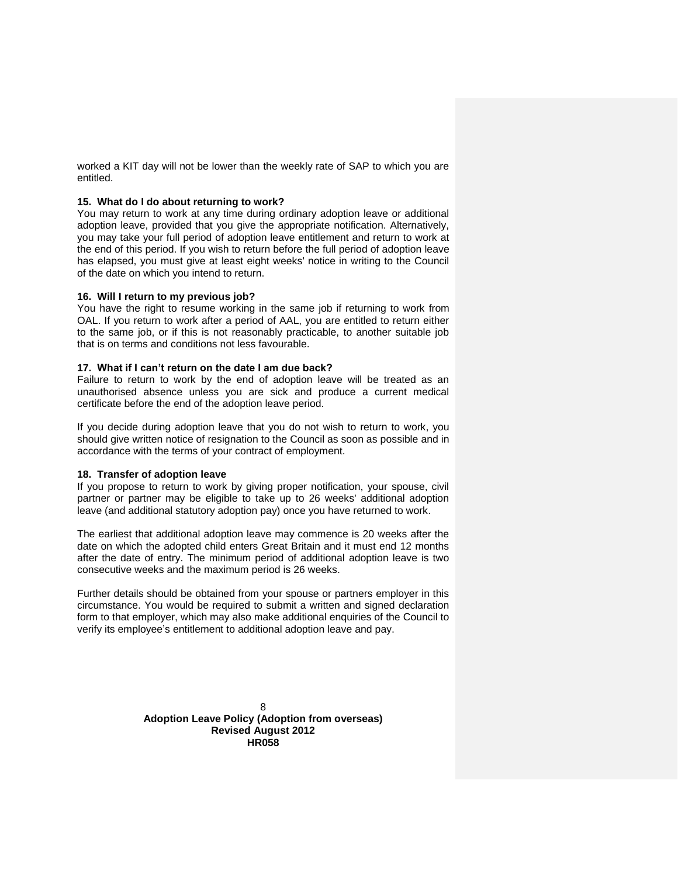worked a KIT day will not be lower than the weekly rate of SAP to which you are entitled.

**15. What do I do about returning to work?**

You may return to work at any time during ordinary adoption leave or additional adoption leave, provided that you give the appropriate notification. Alternatively, you may take your full period of adoption leave entitlement and return to work at the end of this period. If you wish to return before the full period of adoption leave has elapsed, you must give at least eight weeks' notice in writing to the Council of the date on which you intend to return.

**16. Will I return to my previous job?**

You have the right to resume working in the same job if returning to work from OAL. If you return to work after a period of AAL, you are entitled to return either to the same job, or if this is not reasonably practicable, to another suitable job that is on terms and conditions not less favourable.

**17. What if I can't return on the date I am due back?**

Failure to return to work by the end of adoption leave will be treated as an unauthorised absence unless you are sick and produce a current medical certificate before the end of the adoption leave period.

If you decide during adoption leave that you do not wish to return to work, you should give written notice of resignation to the Council as soon as possible and in accordance with the terms of your contract of employment.

**18. Transfer of adoption leave**

If you propose to return to work by giving proper notification, your spouse, civil partner or partner may be eligible to take up to 26 weeks' additional adoption leave (and additional statutory adoption pay) once you have returned to work.

The earliest that additional adoption leave may commence is 20 weeks after the date on which the adopted child enters Great Britain and it must end 12 months after the date of entry. The minimum period of additional adoption leave is two consecutive weeks and the maximum period is 26 weeks.

Further details should be obtained from your spouse or partners employer in this circumstance. You would be required to submit a written and signed declaration form to that employer, which may also make additional enquiries of the Council to verify its employee's entitlement to additional adoption leave and pay.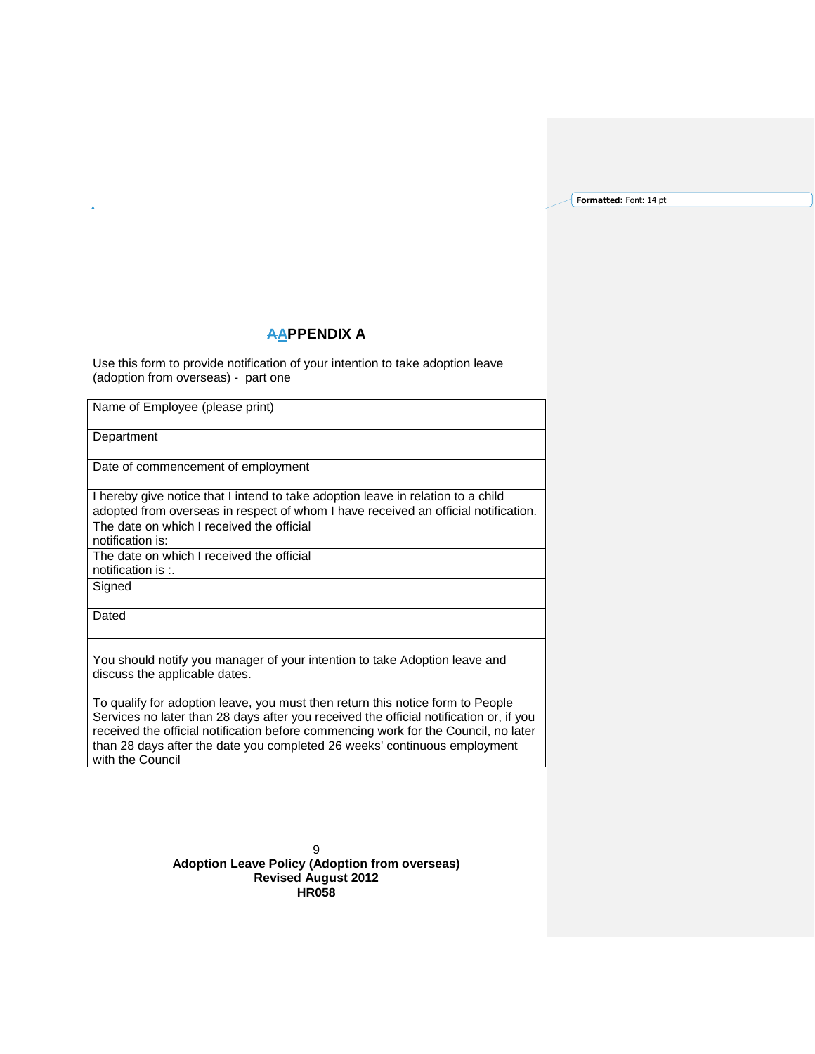# APPENDIX A

Use this form to provide notification of your intention to take adoption leave (adoption from overseas) - part one

| Name of Employee (please print) | |
|---|---|
| Department | |
| Date of commencement of employment | |
| I hereby give notice that I intend to take adoption leave in relation to a child adopted from overseas in respect of whom I have received an official notification. | |
| The date on which I received the official notification is: | |
| The date on which I received the official notification is :. | |
| Signed | |
| Dated | |
| You should notify you manager of your intention to take Adoption leave and discuss the applicable dates.<br><br>To qualify for adoption leave, you must then return this notice form to People Services no later than 28 days after you received the official notification or, if you received the official notification before commencing work for the Council, no later than 28 days after the date you completed 26 weeks' continuous employment with the Council | |

**Adoption Leave Policy (Adoption from overseas)**
**Revised August 2012**
**HR058**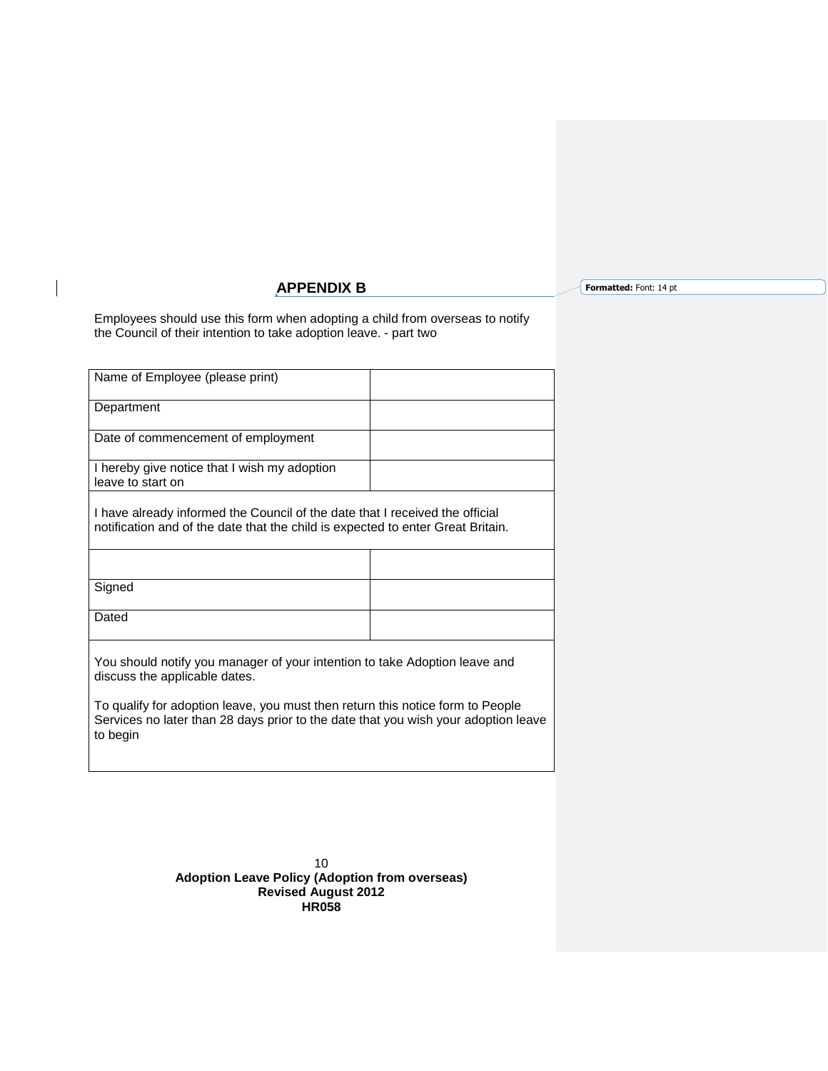## APPENDIX B

Employees should use this form when adopting a child from overseas to notify the Council of their intention to take adoption leave. - part two

| | |
|---|---|
| Name of Employee (please print) | |
| Department | |
| Date of commencement of employment | |
| I hereby give notice that I wish my adoption leave to start on | |
| I have already informed the Council of the date that I received the official notification and of the date that the child is expected to enter Great Britain. | |
| | |
| Signed | |
| Dated | |
| You should notify you manager of your intention to take Adoption leave and discuss the applicable dates.<br><br>To qualify for adoption leave, you must then return this notice form to People Services no later than 28 days prior to the date that you wish your adoption leave to begin | |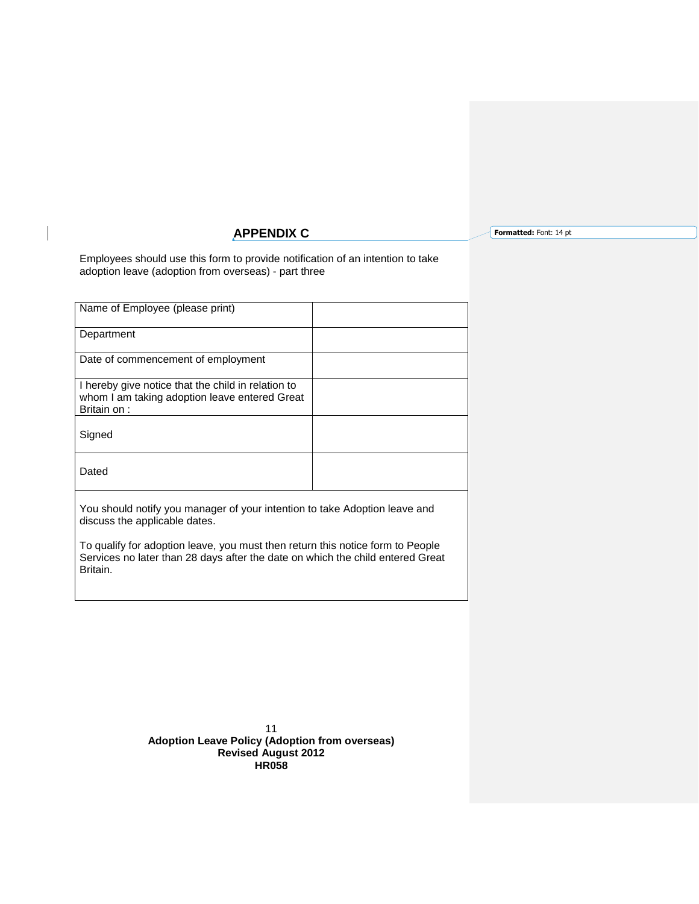# APPENDIX C

Employees should use this form to provide notification of an intention to take adoption leave (adoption from overseas) - part three

| Name of Employee (please print) | |
|---|---|
| Department | |
| Date of commencement of employment | |
| I hereby give notice that the child in relation to whom I am taking adoption leave entered Great Britain on : | |
| Signed | |
| Dated | |

You should notify you manager of your intention to take Adoption leave and discuss the applicable dates.

To qualify for adoption leave, you must then return this notice form to People Services no later than 28 days after the date on which the child entered Great Britain.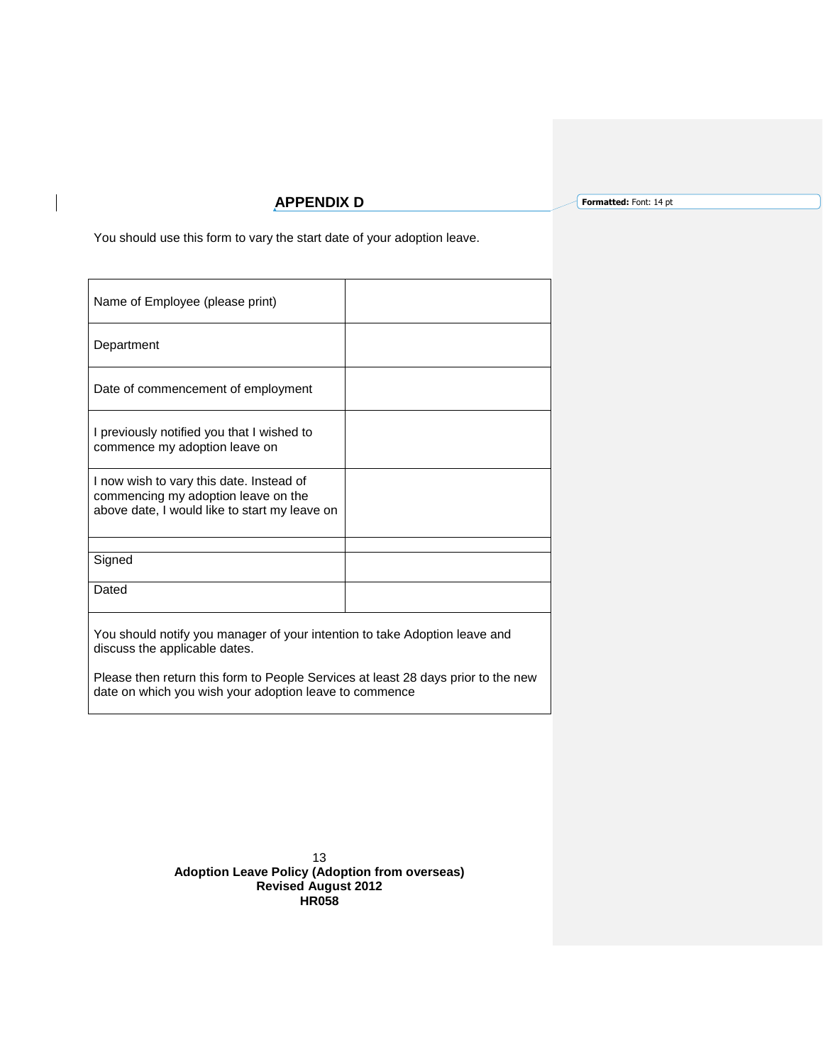## APPENDIX D

You should use this form to vary the start date of your adoption leave.

| | |
|---|---|
| Name of Employee (please print) | |
| Department | |
| Date of commencement of employment | |
| I previously notified you that I wished to commence my adoption leave on | |
| I now wish to vary this date. Instead of commencing my adoption leave on the above date, I would like to start my leave on | |
| | |
| Signed | |
| Dated | |

You should notify you manager of your intention to take Adoption leave and discuss the applicable dates.

Please then return this form to People Services at least 28 days prior to the new date on which you wish your adoption leave to commence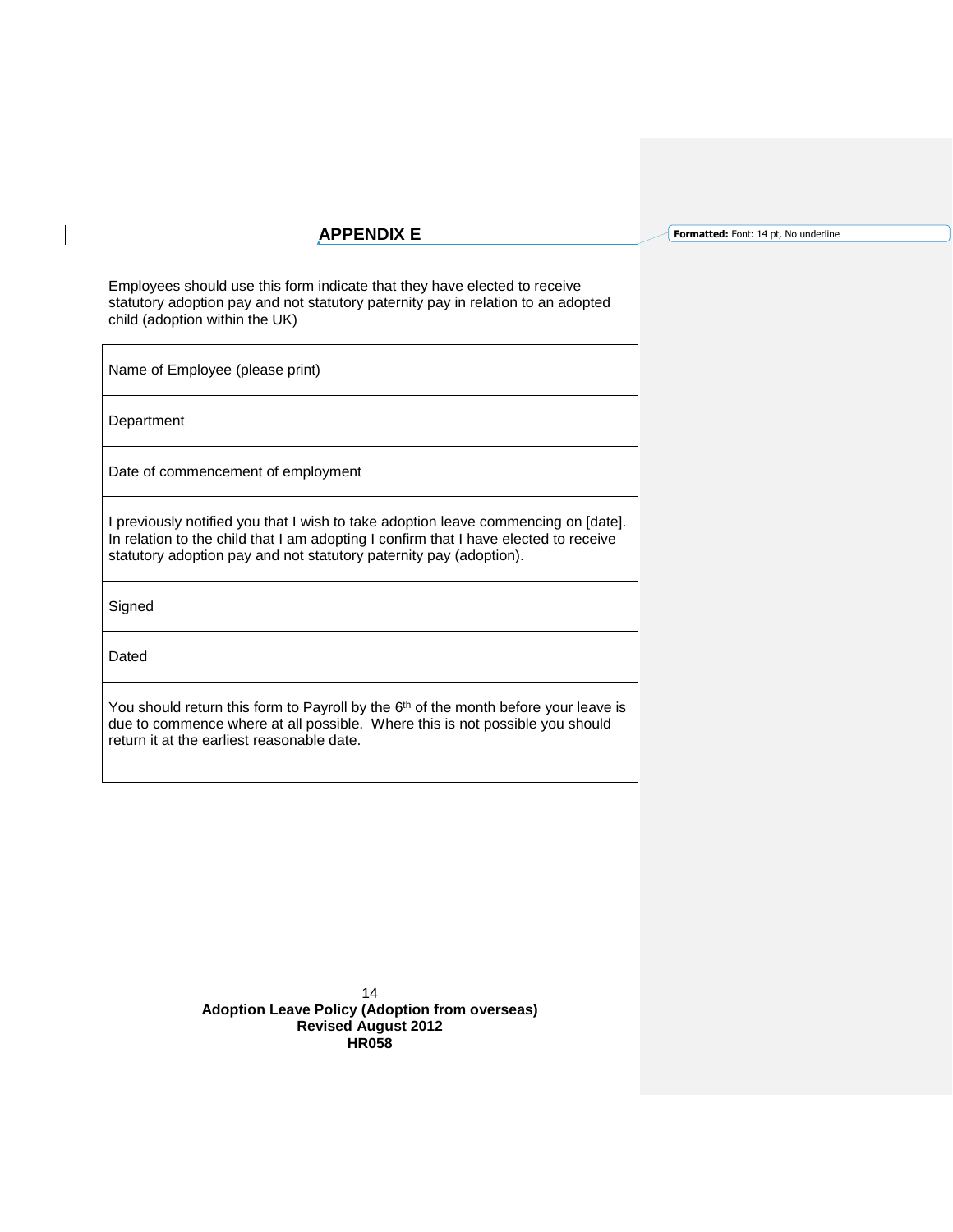## APPENDIX E

Employees should use this form indicate that they have elected to receive statutory adoption pay and not statutory paternity pay in relation to an adopted child (adoption within the UK)

| | |
|---|---|
| Name of Employee (please print) | |
| Department | |
| Date of commencement of employment | |
| I previously notified you that I wish to take adoption leave commencing on [date]. In relation to the child that I am adopting I confirm that I have elected to receive statutory adoption pay and not statutory paternity pay (adoption). | |
| Signed | |
| Dated | |
| You should return this form to Payroll by the 6th of the month before your leave is due to commence where at all possible. Where this is not possible you should return it at the earliest reasonable date. | |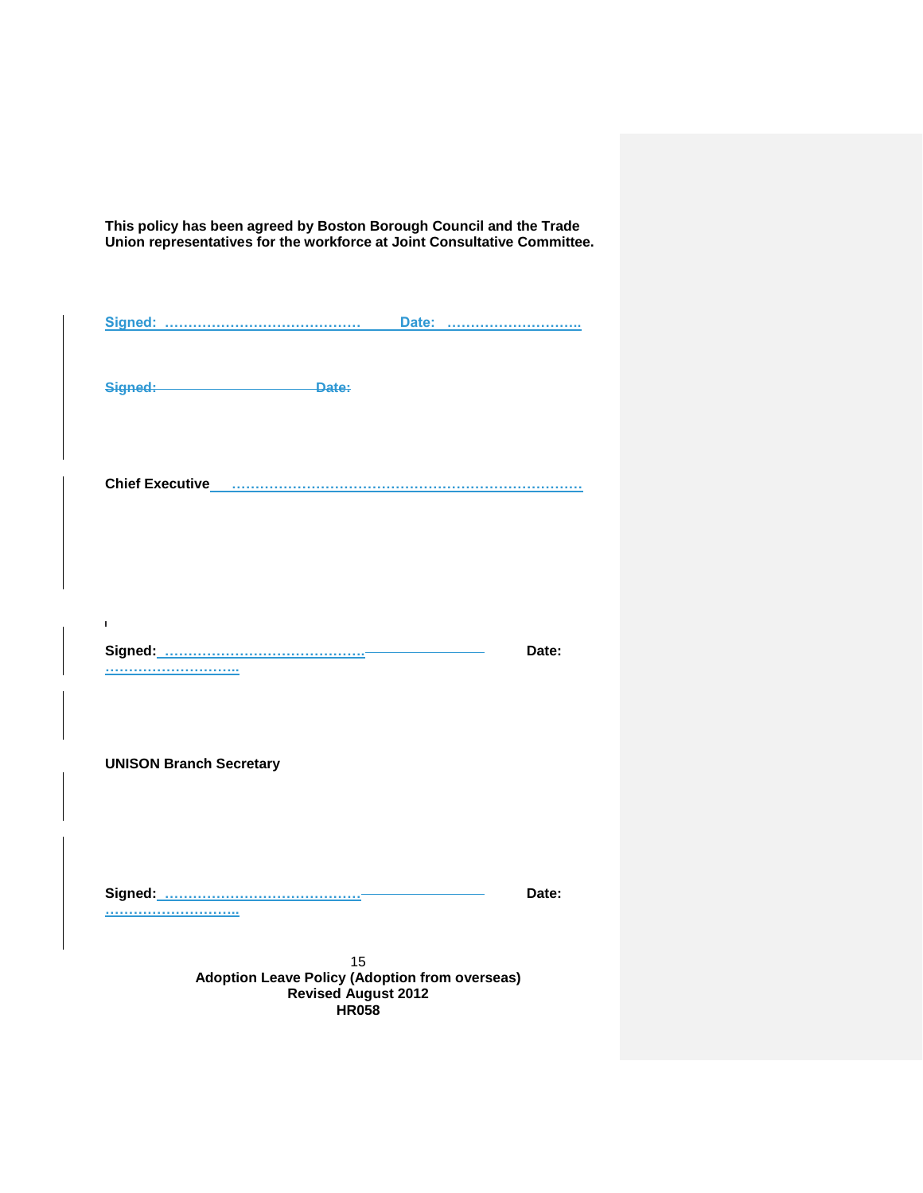**This policy has been agreed by Boston Borough Council and the Trade Union representatives for the workforce at Joint Consultative Committee.**

**Signed: ……………………………………  Date: ……………………….**

~~**Signed:  Date:**~~

**Chief Executive ………………………………………………………………….**

**Signed: ……………………………………  Date: ……………………….**

**UNISON Branch Secretary**

**Signed: ……………………………………  Date: ……………………….**

**Adoption Leave Policy (Adoption from overseas)**
**Revised August 2012**
**HR058**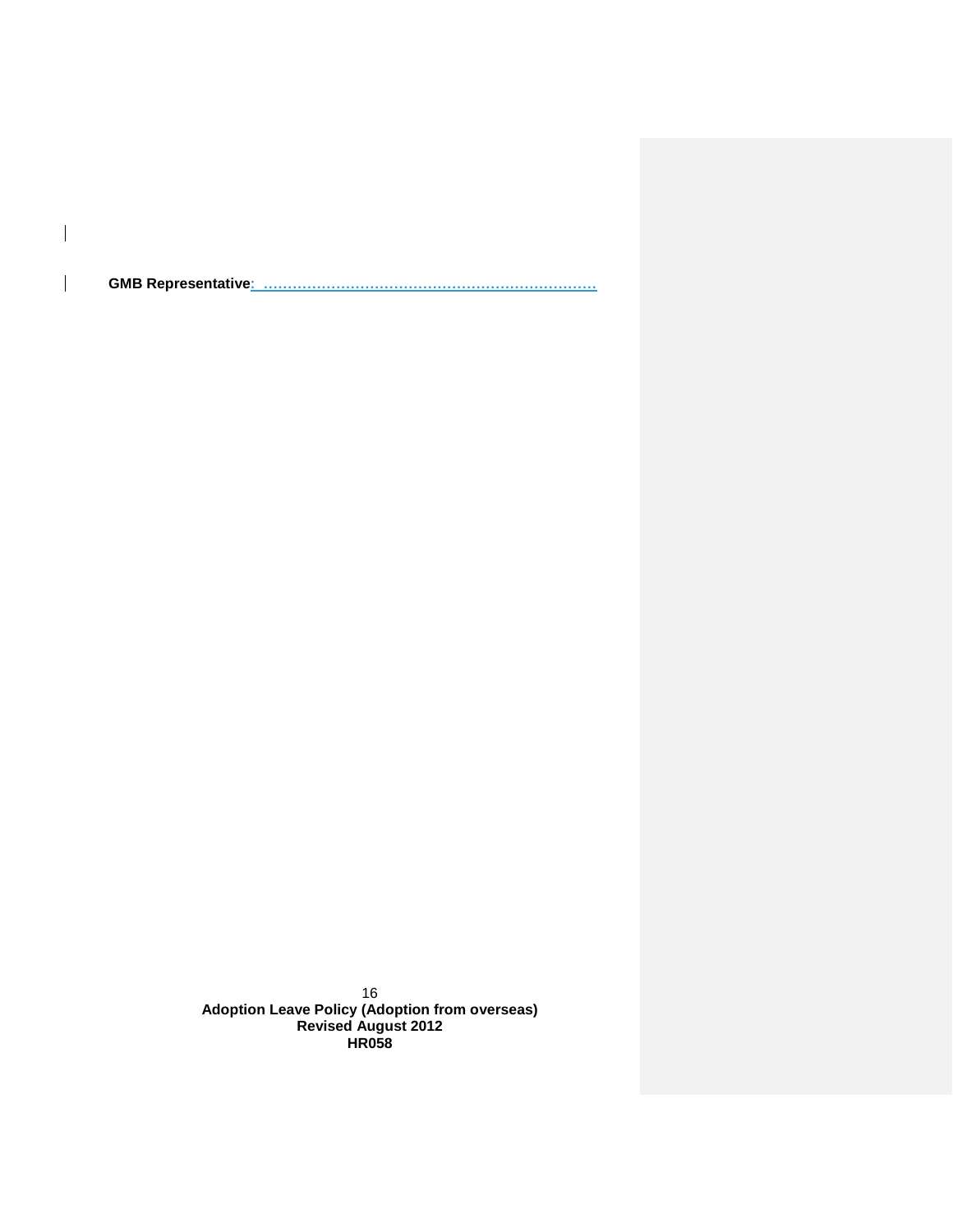**GMB Representative:** …………………………………………………………….